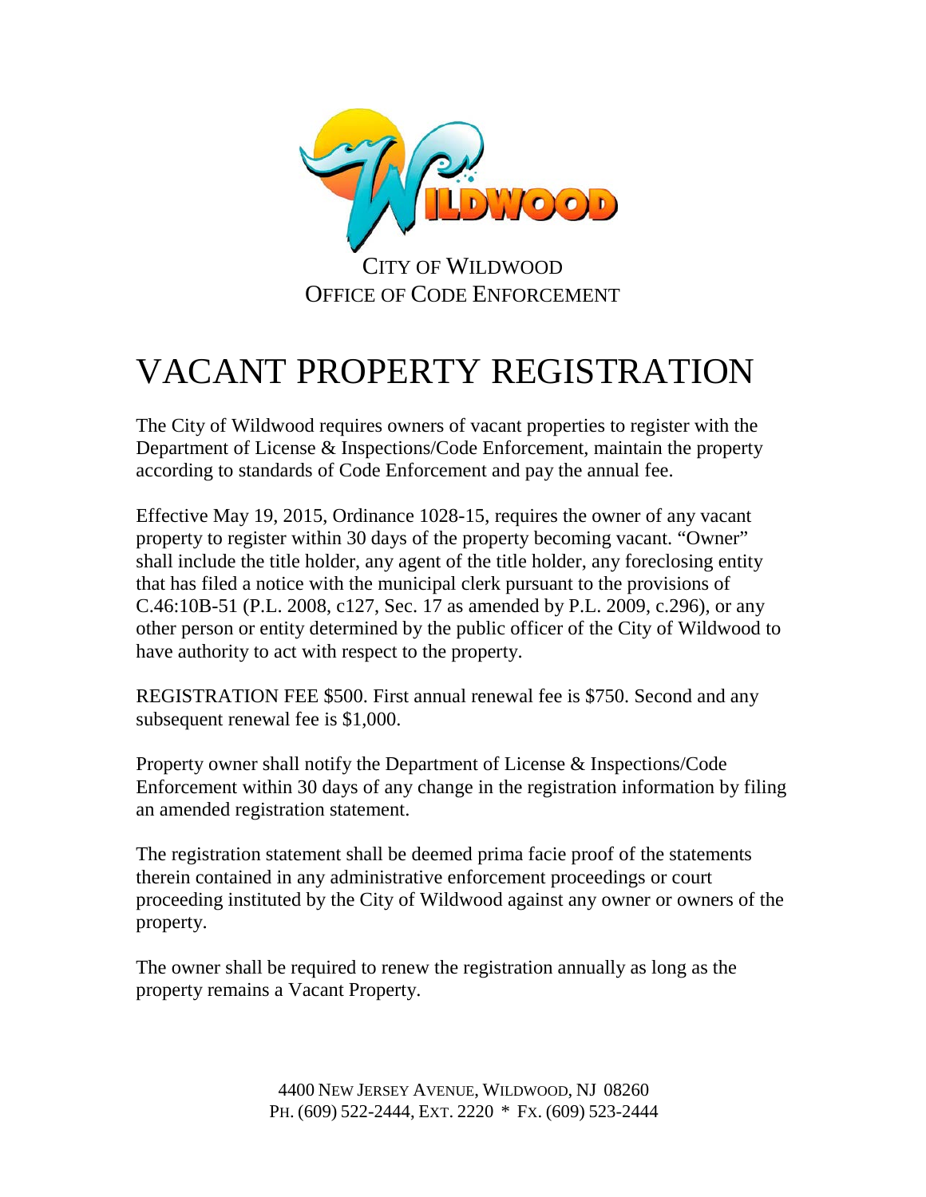CITY OF WILDWOOD
OFFICE OF CODE ENFORCEMENT

# VACANT PROPERTY REGISTRATION

The City of Wildwood requires owners of vacant properties to register with the Department of License & Inspections/Code Enforcement, maintain the property according to standards of Code Enforcement and pay the annual fee.

Effective May 19, 2015, Ordinance 1028-15, requires the owner of any vacant property to register within 30 days of the property becoming vacant. "Owner" shall include the title holder, any agent of the title holder, any foreclosing entity that has filed a notice with the municipal clerk pursuant to the provisions of C.46:10B-51 (P.L. 2008, c127, Sec. 17 as amended by P.L. 2009, c.296), or any other person or entity determined by the public officer of the City of Wildwood to have authority to act with respect to the property.

REGISTRATION FEE $500. First annual renewal fee is $750. Second and any subsequent renewal fee is $1,000.

Property owner shall notify the Department of License & Inspections/Code Enforcement within 30 days of any change in the registration information by filing an amended registration statement.

The registration statement shall be deemed prima facie proof of the statements therein contained in any administrative enforcement proceedings or court proceeding instituted by the City of Wildwood against any owner or owners of the property.

The owner shall be required to renew the registration annually as long as the property remains a Vacant Property.

4400 NEW JERSEY AVENUE, WILDWOOD, NJ 08260
PH. (609) 522-2444, EXT. 2220 * FX. (609) 523-2444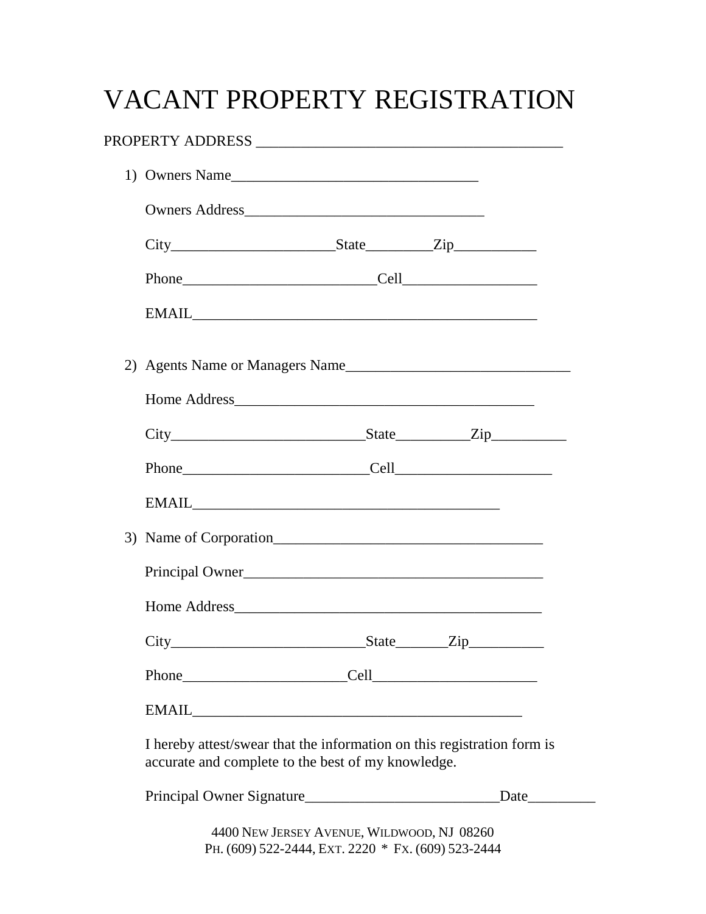# VACANT PROPERTY REGISTRATION

PROPERTY ADDRESS _________________________________________

1) Owners Name_________________________________

   Owners Address________________________________

   City______________________State_________Zip___________

   Phone__________________________Cell__________________

   EMAIL_______________________________________________

2) Agents Name or Managers Name______________________________

   Home Address________________________________________

   City__________________________State__________Zip__________

   Phone_________________________Cell_____________________

   EMAIL_________________________________________

3) Name of Corporation____________________________________

   Principal Owner_________________________________________

   Home Address__________________________________________

   City__________________________State_______Zip__________

   Phone______________________Cell______________________

   EMAIL_____________________________________________

   I hereby attest/swear that the information on this registration form is accurate and complete to the best of my knowledge.

   Principal Owner Signature__________________________Date_________

4400 NEW JERSEY AVENUE, WILDWOOD, NJ 08260
PH. (609) 522-2444, EXT. 2220 * FX. (609) 523-2444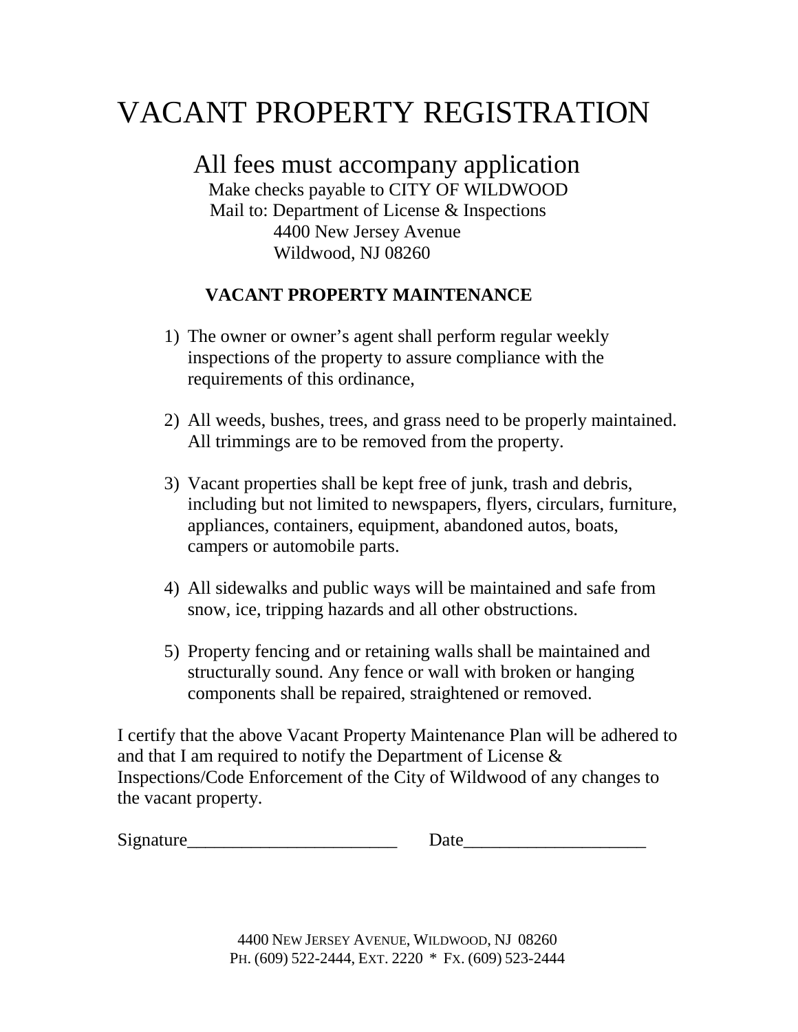# VACANT PROPERTY REGISTRATION

## All fees must accompany application

Make checks payable to CITY OF WILDWOOD
Mail to: Department of License & Inspections
4400 New Jersey Avenue
Wildwood, NJ 08260

**VACANT PROPERTY MAINTENANCE**

1) The owner or owner's agent shall perform regular weekly inspections of the property to assure compliance with the requirements of this ordinance,

2) All weeds, bushes, trees, and grass need to be properly maintained. All trimmings are to be removed from the property.

3) Vacant properties shall be kept free of junk, trash and debris, including but not limited to newspapers, flyers, circulars, furniture, appliances, containers, equipment, abandoned autos, boats, campers or automobile parts.

4) All sidewalks and public ways will be maintained and safe from snow, ice, tripping hazards and all other obstructions.

5) Property fencing and or retaining walls shall be maintained and structurally sound. Any fence or wall with broken or hanging components shall be repaired, straightened or removed.

I certify that the above Vacant Property Maintenance Plan will be adhered to and that I am required to notify the Department of License & Inspections/Code Enforcement of the City of Wildwood of any changes to the vacant property.

Signature_______________________ Date____________________

4400 NEW JERSEY AVENUE, WILDWOOD, NJ 08260
PH. (609) 522-2444, EXT. 2220 * FX. (609) 523-2444